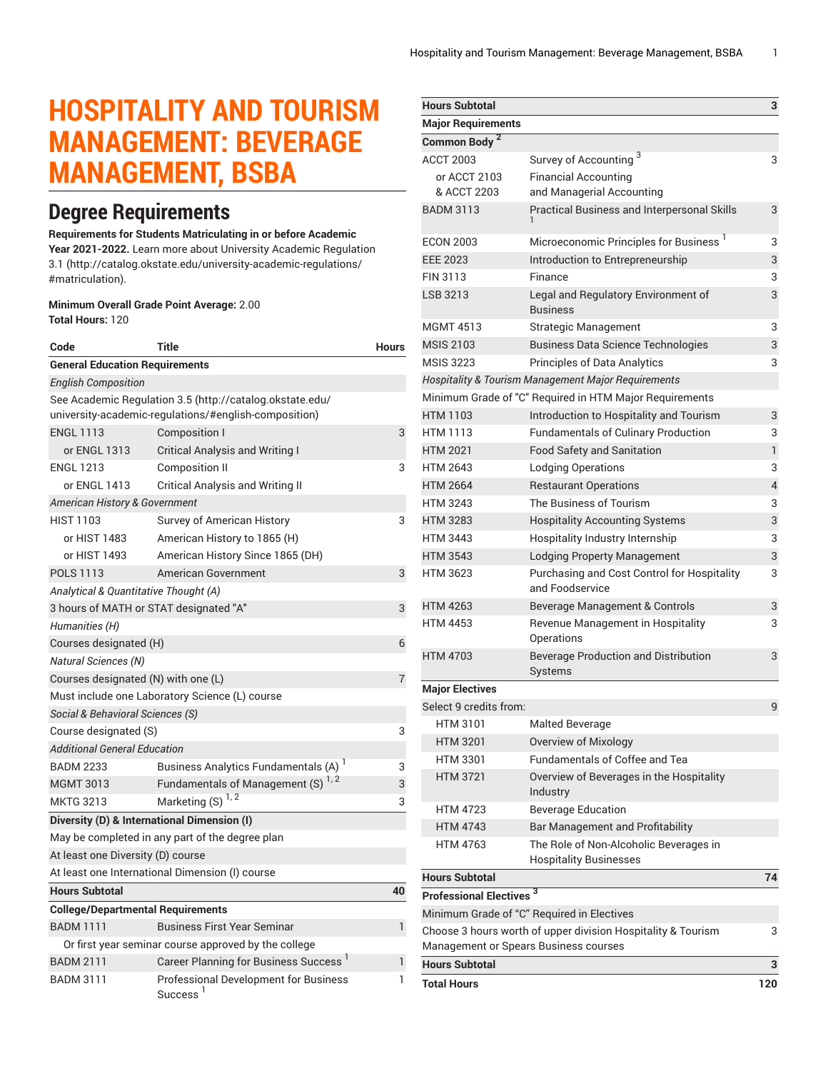# HOSPITALITY AND TOURISM MANAGEMENT: BEVERAGE MANAGEMENT, BSBA

## Degree Requirements

**Requirements for Students Matriculating in or before Academic Year 2021-2022.** Learn more about University Academic Regulation 3.1 (http://catalog.okstate.edu/university-academic-regulations/#matriculation).

**Minimum Overall Grade Point Average:** 2.00
**Total Hours:** 120

| Code | Title | Hours |
|---|---|---|
| **General Education Requirements** | | |
| *English Composition* | | |
| See Academic Regulation 3.5 (http://catalog.okstate.edu/university-academic-regulations/#english-composition) | | |
| ENGL 1113 | Composition I | 3 |
| or ENGL 1313 | Critical Analysis and Writing I | |
| ENGL 1213 | Composition II | 3 |
| or ENGL 1413 | Critical Analysis and Writing II | |
| *American History & Government* | | |
| HIST 1103 | Survey of American History | 3 |
| or HIST 1483 | American History to 1865 (H) | |
| or HIST 1493 | American History Since 1865 (DH) | |
| POLS 1113 | American Government | 3 |
| *Analytical & Quantitative Thought (A)* | | |
| 3 hours of MATH or STAT designated "A" | | 3 |
| *Humanities (H)* | | |
| Courses designated (H) | | 6 |
| *Natural Sciences (N)* | | |
| Courses designated (N) with one (L) | | 7 |
| Must include one Laboratory Science (L) course | | |
| *Social & Behavioral Sciences (S)* | | |
| Course designated (S) | | 3 |
| *Additional General Education* | | |
| BADM 2233 | Business Analytics Fundamentals (A) [1] | 3 |
| MGMT 3013 | Fundamentals of Management (S) [1, 2] | 3 |
| MKTG 3213 | Marketing (S) [1, 2] | 3 |
| **Diversity (D) & International Dimension (I)** | | |
| May be completed in any part of the degree plan | | |
| At least one Diversity (D) course | | |
| At least one International Dimension (I) course | | |
| **Hours Subtotal** | | **40** |
| **College/Departmental Requirements** | | |
| BADM 1111 | Business First Year Seminar | 1 |
| Or first year seminar course approved by the college | | |
| BADM 2111 | Career Planning for Business Success [1] | 1 |
| BADM 3111 | Professional Development for Business Success [1] | 1 |
| **Hours Subtotal** | | **3** |
| **Major Requirements** | | |
| **Common Body** [2] | | |
| ACCT 2003 | Survey of Accounting [3] | 3 |
| or ACCT 2103 & ACCT 2203 | Financial Accounting and Managerial Accounting | |
| BADM 3113 | Practical Business and Interpersonal Skills [1] | 3 |
| ECON 2003 | Microeconomic Principles for Business [1] | 3 |
| EEE 2023 | Introduction to Entrepreneurship | 3 |
| FIN 3113 | Finance | 3 |
| LSB 3213 | Legal and Regulatory Environment of Business | 3 |
| MGMT 4513 | Strategic Management | 3 |
| MSIS 2103 | Business Data Science Technologies | 3 |
| MSIS 3223 | Principles of Data Analytics | 3 |
| *Hospitality & Tourism Management Major Requirements* | | |
| Minimum Grade of "C" Required in HTM Major Requirements | | |
| HTM 1103 | Introduction to Hospitality and Tourism | 3 |
| HTM 1113 | Fundamentals of Culinary Production | 3 |
| HTM 2021 | Food Safety and Sanitation | 1 |
| HTM 2643 | Lodging Operations | 3 |
| HTM 2664 | Restaurant Operations | 4 |
| HTM 3243 | The Business of Tourism | 3 |
| HTM 3283 | Hospitality Accounting Systems | 3 |
| HTM 3443 | Hospitality Industry Internship | 3 |
| HTM 3543 | Lodging Property Management | 3 |
| HTM 3623 | Purchasing and Cost Control for Hospitality and Foodservice | 3 |
| HTM 4263 | Beverage Management & Controls | 3 |
| HTM 4453 | Revenue Management in Hospitality Operations | 3 |
| HTM 4703 | Beverage Production and Distribution Systems | 3 |
| **Major Electives** | | |
| Select 9 credits from: | | 9 |
| HTM 3101 | Malted Beverage | |
| HTM 3201 | Overview of Mixology | |
| HTM 3301 | Fundamentals of Coffee and Tea | |
| HTM 3721 | Overview of Beverages in the Hospitality Industry | |
| HTM 4723 | Beverage Education | |
| HTM 4743 | Bar Management and Profitability | |
| HTM 4763 | The Role of Non-Alcoholic Beverages in Hospitality Businesses | |
| **Hours Subtotal** | | **74** |
| **Professional Electives** [3] | | |
| Minimum Grade of "C" Required in Electives | | |
| Choose 3 hours worth of upper division Hospitality & Tourism Management or Spears Business courses | | 3 |
| **Hours Subtotal** | | **3** |
| **Total Hours** | | **120** |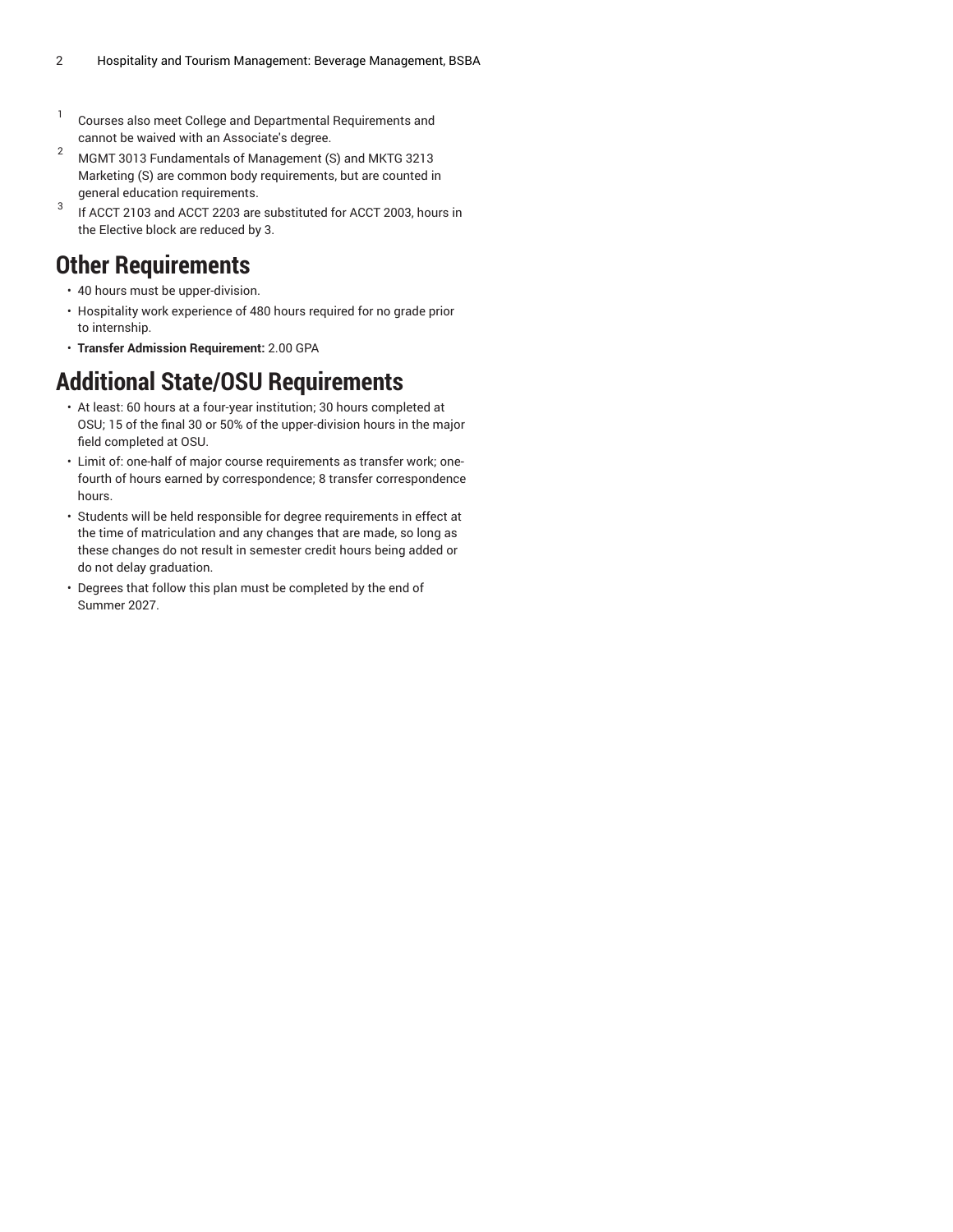[1] Courses also meet College and Departmental Requirements and cannot be waived with an Associate's degree.

[2] MGMT 3013 Fundamentals of Management (S) and MKTG 3213 Marketing (S) are common body requirements, but are counted in general education requirements.

[3] If ACCT 2103 and ACCT 2203 are substituted for ACCT 2003, hours in the Elective block are reduced by 3.

## Other Requirements

- 40 hours must be upper-division.
- Hospitality work experience of 480 hours required for no grade prior to internship.
- **Transfer Admission Requirement:** 2.00 GPA

## Additional State/OSU Requirements

- At least: 60 hours at a four-year institution; 30 hours completed at OSU; 15 of the final 30 or 50% of the upper-division hours in the major field completed at OSU.
- Limit of: one-half of major course requirements as transfer work; one-fourth of hours earned by correspondence; 8 transfer correspondence hours.
- Students will be held responsible for degree requirements in effect at the time of matriculation and any changes that are made, so long as these changes do not result in semester credit hours being added or do not delay graduation.
- Degrees that follow this plan must be completed by the end of Summer 2027.